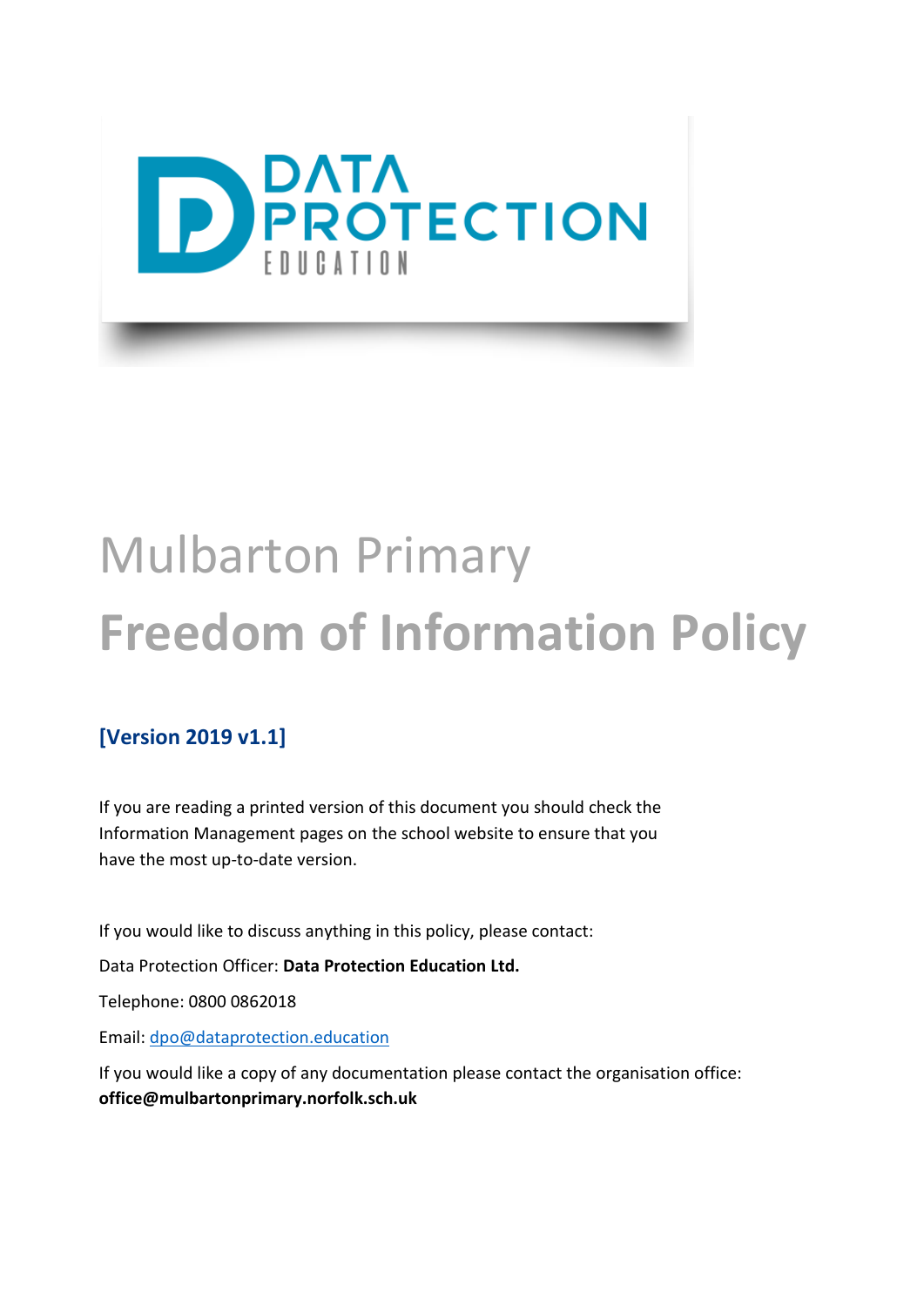# Mulbarton Primary

# **Freedom of Information Policy**

**[Version 2019 v1.1]**

If you are reading a printed version of this document you should check the Information Management pages on the school website to ensure that you have the most up-to-date version.

If you would like to discuss anything in this policy, please contact:

Data Protection Officer: **Data Protection Education Ltd.**

Telephone: 0800 0862018

Email: dpo@dataprotection.education

If you would like a copy of any documentation please contact the organisation office: **office@mulbartonprimary.norfolk.sch.uk**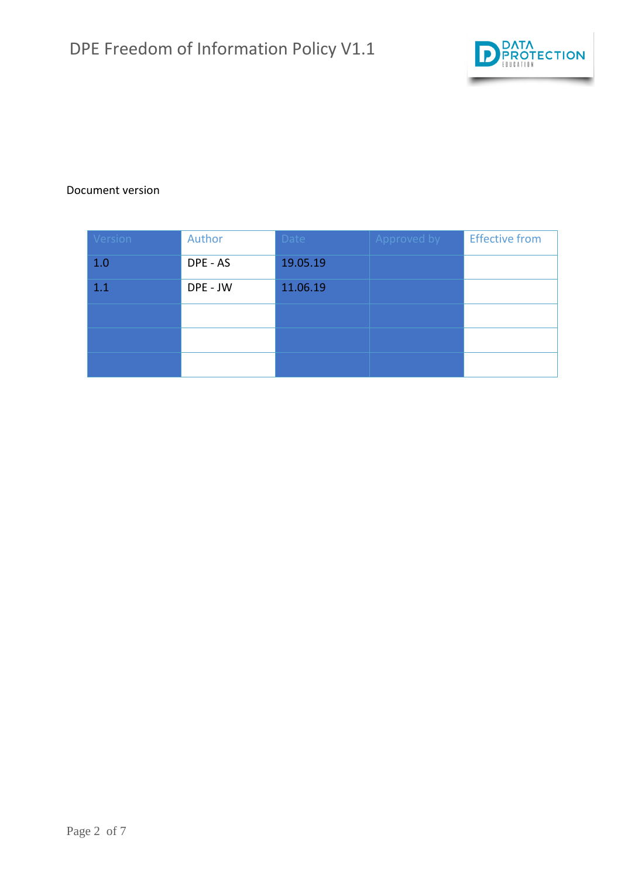Document version

| Version | Author | Date | Approved by | Effective from |
|---|---|---|---|---|
| 1.0 | DPE - AS | 19.05.19 | | |
| 1.1 | DPE - JW | 11.06.19 | | |
| | | | | |
| | | | | |
| | | | | |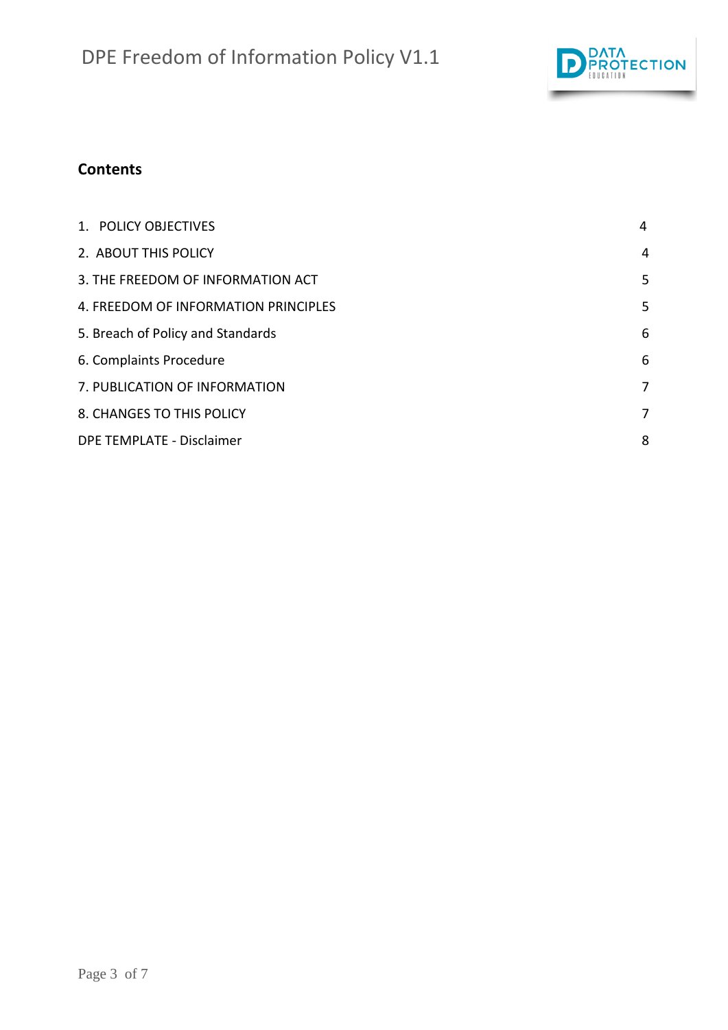## Contents

| | |
|---|---|
| 1. POLICY OBJECTIVES | 4 |
| 2. ABOUT THIS POLICY | 4 |
| 3. THE FREEDOM OF INFORMATION ACT | 5 |
| 4. FREEDOM OF INFORMATION PRINCIPLES | 5 |
| 5. Breach of Policy and Standards | 6 |
| 6. Complaints Procedure | 6 |
| 7. PUBLICATION OF INFORMATION | 7 |
| 8. CHANGES TO THIS POLICY | 7 |
| DPE TEMPLATE - Disclaimer | 8 |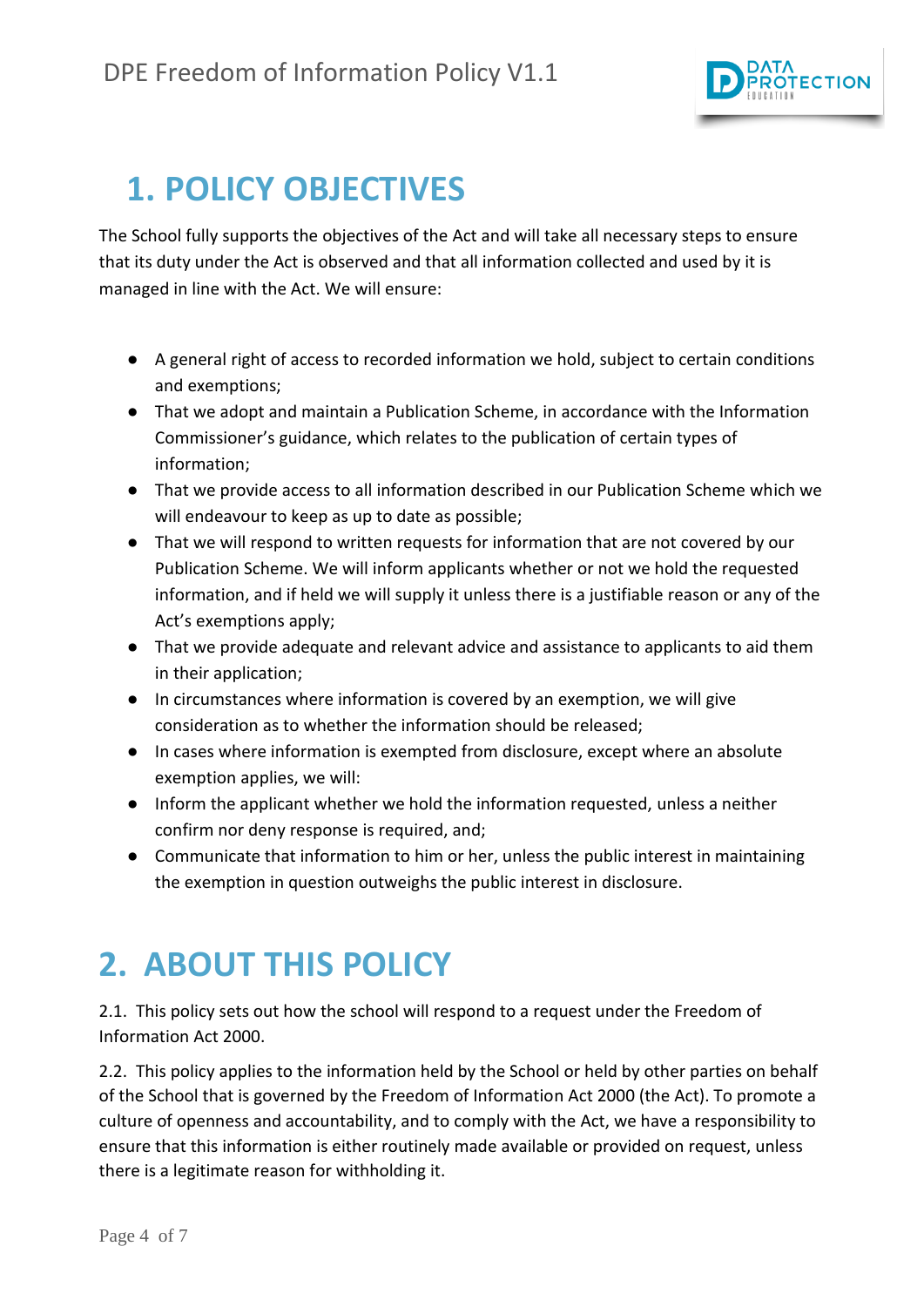# 1. POLICY OBJECTIVES

The School fully supports the objectives of the Act and will take all necessary steps to ensure that its duty under the Act is observed and that all information collected and used by it is managed in line with the Act. We will ensure:

- A general right of access to recorded information we hold, subject to certain conditions and exemptions;
- That we adopt and maintain a Publication Scheme, in accordance with the Information Commissioner's guidance, which relates to the publication of certain types of information;
- That we provide access to all information described in our Publication Scheme which we will endeavour to keep as up to date as possible;
- That we will respond to written requests for information that are not covered by our Publication Scheme. We will inform applicants whether or not we hold the requested information, and if held we will supply it unless there is a justifiable reason or any of the Act's exemptions apply;
- That we provide adequate and relevant advice and assistance to applicants to aid them in their application;
- In circumstances where information is covered by an exemption, we will give consideration as to whether the information should be released;
- In cases where information is exempted from disclosure, except where an absolute exemption applies, we will:
- Inform the applicant whether we hold the information requested, unless a neither confirm nor deny response is required, and;
- Communicate that information to him or her, unless the public interest in maintaining the exemption in question outweighs the public interest in disclosure.

# 2. ABOUT THIS POLICY

2.1. This policy sets out how the school will respond to a request under the Freedom of Information Act 2000.

2.2. This policy applies to the information held by the School or held by other parties on behalf of the School that is governed by the Freedom of Information Act 2000 (the Act). To promote a culture of openness and accountability, and to comply with the Act, we have a responsibility to ensure that this information is either routinely made available or provided on request, unless there is a legitimate reason for withholding it.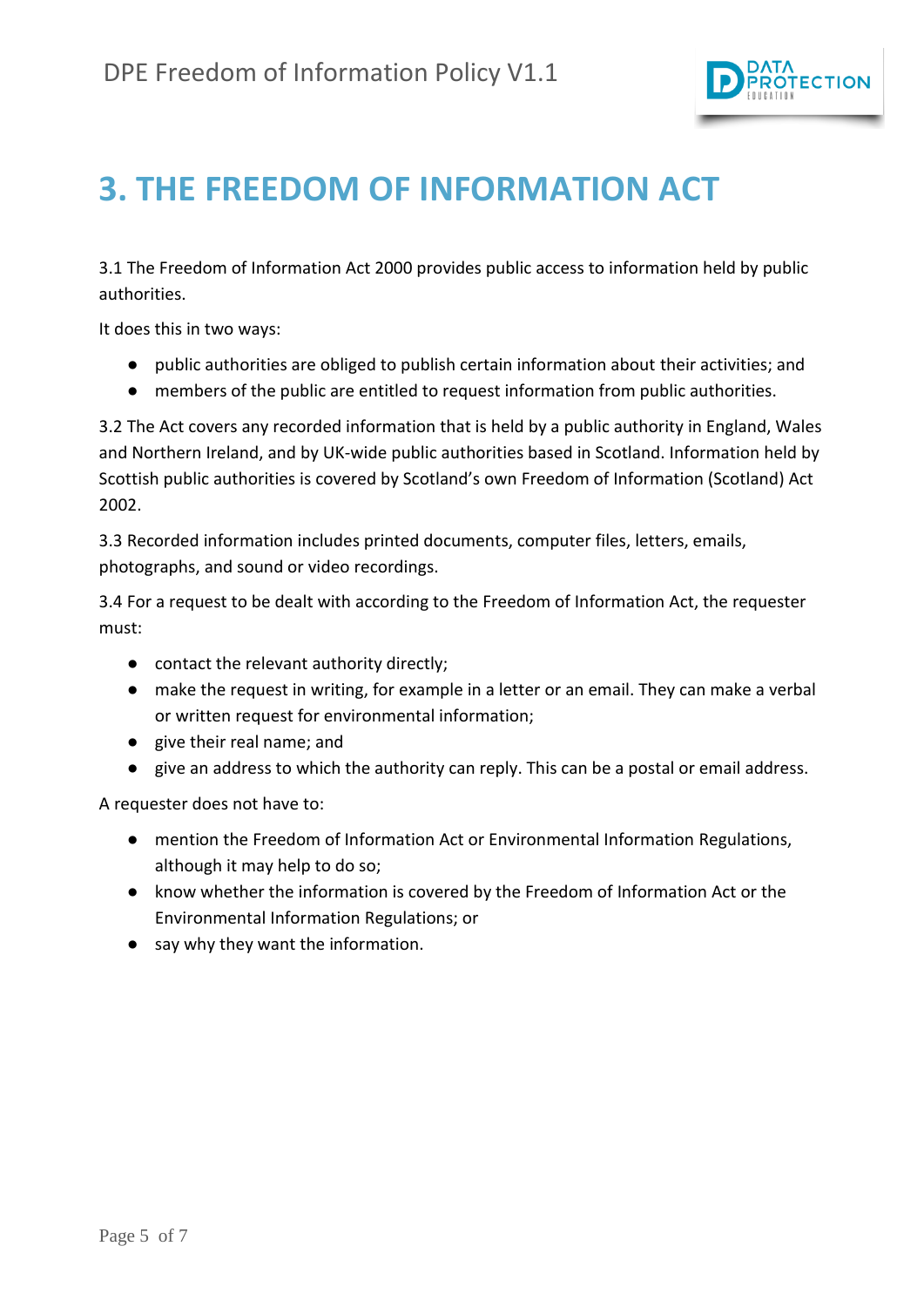# 3. THE FREEDOM OF INFORMATION ACT

3.1 The Freedom of Information Act 2000 provides public access to information held by public authorities.

It does this in two ways:

- public authorities are obliged to publish certain information about their activities; and
- members of the public are entitled to request information from public authorities.

3.2 The Act covers any recorded information that is held by a public authority in England, Wales and Northern Ireland, and by UK-wide public authorities based in Scotland. Information held by Scottish public authorities is covered by Scotland's own Freedom of Information (Scotland) Act 2002.

3.3 Recorded information includes printed documents, computer files, letters, emails, photographs, and sound or video recordings.

3.4 For a request to be dealt with according to the Freedom of Information Act, the requester must:

- contact the relevant authority directly;
- make the request in writing, for example in a letter or an email. They can make a verbal or written request for environmental information;
- give their real name; and
- give an address to which the authority can reply. This can be a postal or email address.

A requester does not have to:

- mention the Freedom of Information Act or Environmental Information Regulations, although it may help to do so;
- know whether the information is covered by the Freedom of Information Act or the Environmental Information Regulations; or
- say why they want the information.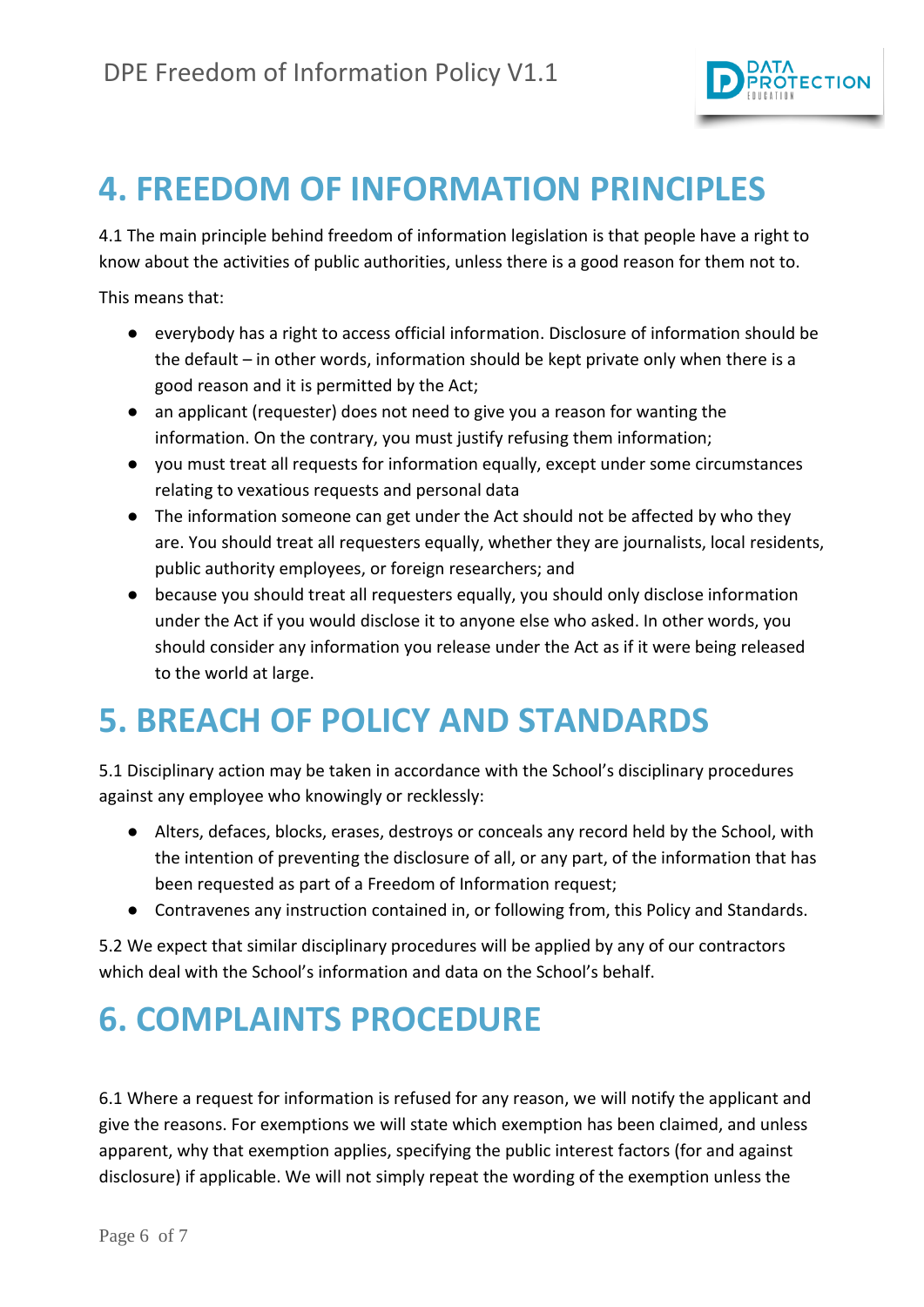# 4. FREEDOM OF INFORMATION PRINCIPLES

4.1 The main principle behind freedom of information legislation is that people have a right to know about the activities of public authorities, unless there is a good reason for them not to.

This means that:

- everybody has a right to access official information. Disclosure of information should be the default – in other words, information should be kept private only when there is a good reason and it is permitted by the Act;
- an applicant (requester) does not need to give you a reason for wanting the information. On the contrary, you must justify refusing them information;
- you must treat all requests for information equally, except under some circumstances relating to vexatious requests and personal data
- The information someone can get under the Act should not be affected by who they are. You should treat all requesters equally, whether they are journalists, local residents, public authority employees, or foreign researchers; and
- because you should treat all requesters equally, you should only disclose information under the Act if you would disclose it to anyone else who asked. In other words, you should consider any information you release under the Act as if it were being released to the world at large.

# 5. BREACH OF POLICY AND STANDARDS

5.1 Disciplinary action may be taken in accordance with the School's disciplinary procedures against any employee who knowingly or recklessly:

- Alters, defaces, blocks, erases, destroys or conceals any record held by the School, with the intention of preventing the disclosure of all, or any part, of the information that has been requested as part of a Freedom of Information request;
- Contravenes any instruction contained in, or following from, this Policy and Standards.

5.2 We expect that similar disciplinary procedures will be applied by any of our contractors which deal with the School's information and data on the School's behalf.

# 6. COMPLAINTS PROCEDURE

6.1 Where a request for information is refused for any reason, we will notify the applicant and give the reasons. For exemptions we will state which exemption has been claimed, and unless apparent, why that exemption applies, specifying the public interest factors (for and against disclosure) if applicable. We will not simply repeat the wording of the exemption unless the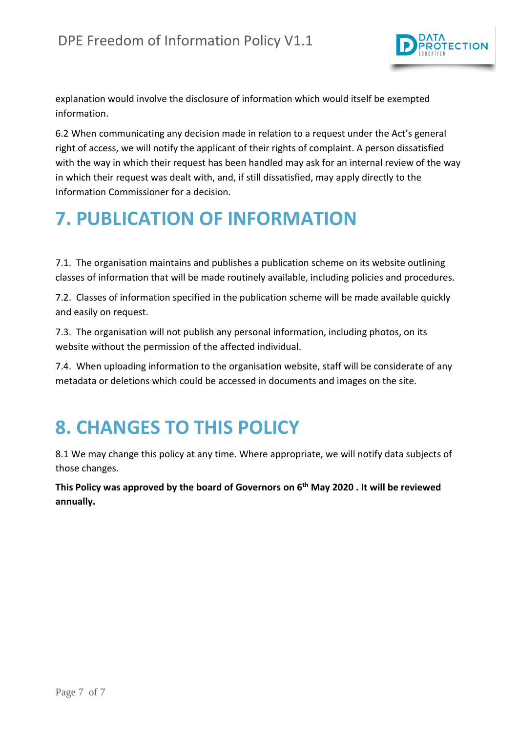explanation would involve the disclosure of information which would itself be exempted information.

6.2 When communicating any decision made in relation to a request under the Act's general right of access, we will notify the applicant of their rights of complaint. A person dissatisfied with the way in which their request has been handled may ask for an internal review of the way in which their request was dealt with, and, if still dissatisfied, may apply directly to the Information Commissioner for a decision.

# 7. PUBLICATION OF INFORMATION

7.1. The organisation maintains and publishes a publication scheme on its website outlining classes of information that will be made routinely available, including policies and procedures.

7.2. Classes of information specified in the publication scheme will be made available quickly and easily on request.

7.3. The organisation will not publish any personal information, including photos, on its website without the permission of the affected individual.

7.4. When uploading information to the organisation website, staff will be considerate of any metadata or deletions which could be accessed in documents and images on the site.

# 8. CHANGES TO THIS POLICY

8.1 We may change this policy at any time. Where appropriate, we will notify data subjects of those changes.

**This Policy was approved by the board of Governors on 6th May 2020 . It will be reviewed annually.**